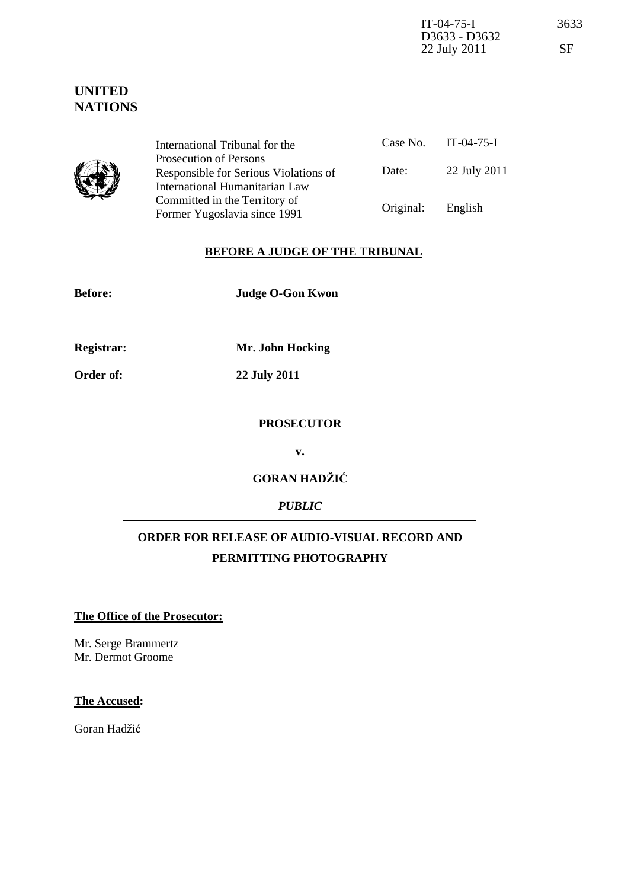**UNITED NATIONS**

| | | | |
|---|---|---|---|
| | International Tribunal for the Prosecution of Persons Responsible for Serious Violations of International Humanitarian Law Committed in the Territory of Former Yugoslavia since 1991 | Case No. | IT-04-75-I |
| | | Date: | 22 July 2011 |
| | | Original: | English |

**BEFORE A JUDGE OF THE TRIBUNAL**

**Before:** **Judge O-Gon Kwon**

**Registrar:** **Mr. John Hocking**

**Order of:** **22 July 2011**

**PROSECUTOR**

**v.**

**GORAN HADŽIĆ**

***PUBLIC***

**ORDER FOR RELEASE OF AUDIO-VISUAL RECORD AND PERMITTING PHOTOGRAPHY**

**The Office of the Prosecutor:**

Mr. Serge Brammertz
Mr. Dermot Groome

**The Accused:**

Goran Hadžić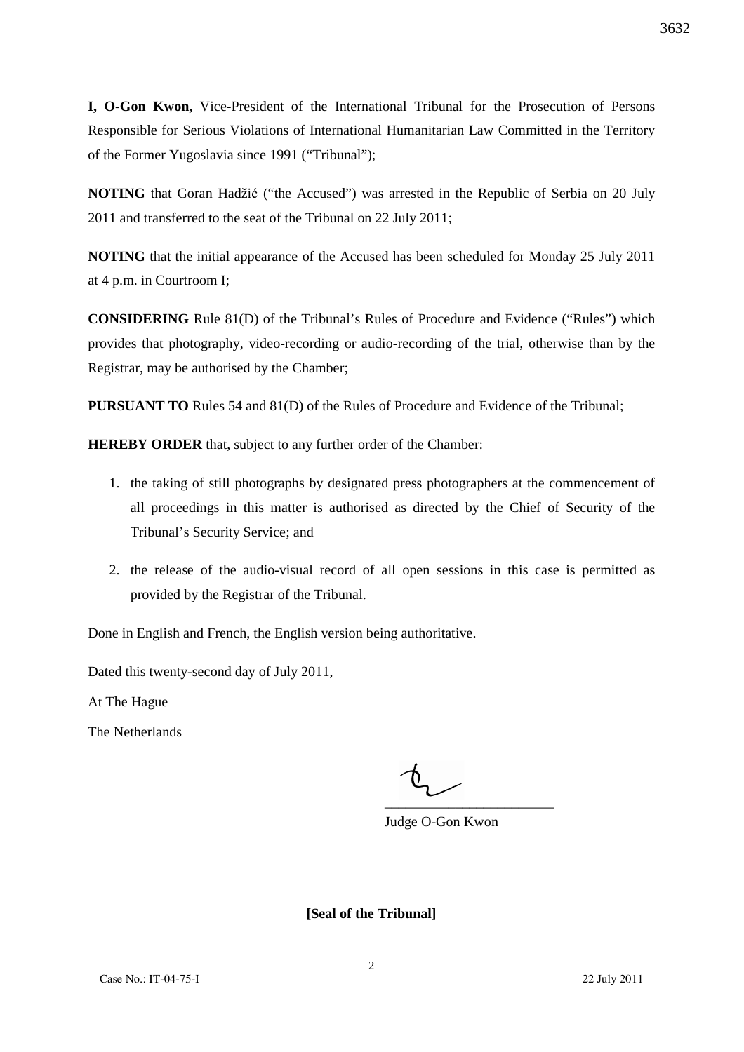**I, O-Gon Kwon,** Vice-President of the International Tribunal for the Prosecution of Persons Responsible for Serious Violations of International Humanitarian Law Committed in the Territory of the Former Yugoslavia since 1991 ("Tribunal");

**NOTING** that Goran Hadžić ("the Accused") was arrested in the Republic of Serbia on 20 July 2011 and transferred to the seat of the Tribunal on 22 July 2011;

**NOTING** that the initial appearance of the Accused has been scheduled for Monday 25 July 2011 at 4 p.m. in Courtroom I;

**CONSIDERING** Rule 81(D) of the Tribunal's Rules of Procedure and Evidence ("Rules") which provides that photography, video-recording or audio-recording of the trial, otherwise than by the Registrar, may be authorised by the Chamber;

**PURSUANT TO** Rules 54 and 81(D) of the Rules of Procedure and Evidence of the Tribunal;

**HEREBY ORDER** that, subject to any further order of the Chamber:

1. the taking of still photographs by designated press photographers at the commencement of all proceedings in this matter is authorised as directed by the Chief of Security of the Tribunal's Security Service; and

2. the release of the audio-visual record of all open sessions in this case is permitted as provided by the Registrar of the Tribunal.

Done in English and French, the English version being authoritative.

Dated this twenty-second day of July 2011,

At The Hague

The Netherlands

Judge O-Gon Kwon

**[Seal of the Tribunal]**